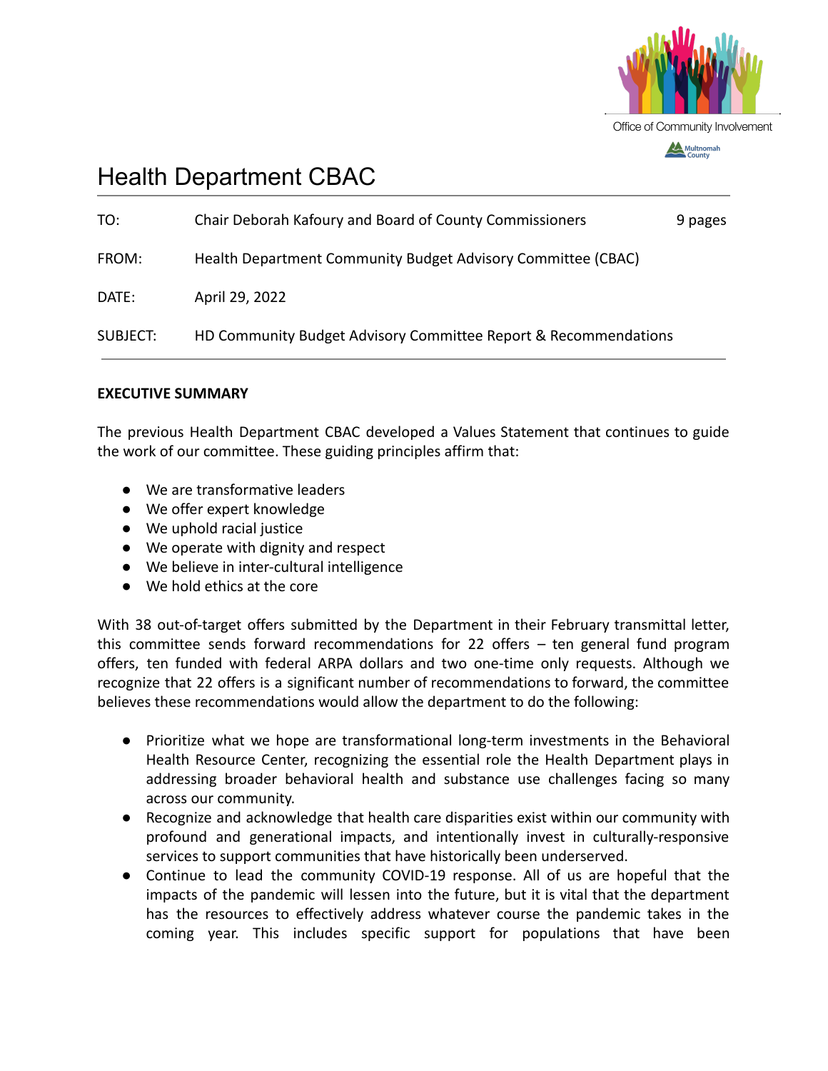Office of Community Involvement

Multnomah County

# Health Department CBAC

| | | |
|---|---|---|
| TO: | Chair Deborah Kafoury and Board of County Commissioners | 9 pages |
| FROM: | Health Department Community Budget Advisory Committee (CBAC) | |
| DATE: | April 29, 2022 | |
| SUBJECT: | HD Community Budget Advisory Committee Report & Recommendations | |

**EXECUTIVE SUMMARY**

The previous Health Department CBAC developed a Values Statement that continues to guide the work of our committee. These guiding principles affirm that:

- We are transformative leaders
- We offer expert knowledge
- We uphold racial justice
- We operate with dignity and respect
- We believe in inter-cultural intelligence
- We hold ethics at the core

With 38 out-of-target offers submitted by the Department in their February transmittal letter, this committee sends forward recommendations for 22 offers – ten general fund program offers, ten funded with federal ARPA dollars and two one-time only requests. Although we recognize that 22 offers is a significant number of recommendations to forward, the committee believes these recommendations would allow the department to do the following:

- Prioritize what we hope are transformational long-term investments in the Behavioral Health Resource Center, recognizing the essential role the Health Department plays in addressing broader behavioral health and substance use challenges facing so many across our community.
- Recognize and acknowledge that health care disparities exist within our community with profound and generational impacts, and intentionally invest in culturally-responsive services to support communities that have historically been underserved.
- Continue to lead the community COVID-19 response. All of us are hopeful that the impacts of the pandemic will lessen into the future, but it is vital that the department has the resources to effectively address whatever course the pandemic takes in the coming year. This includes specific support for populations that have been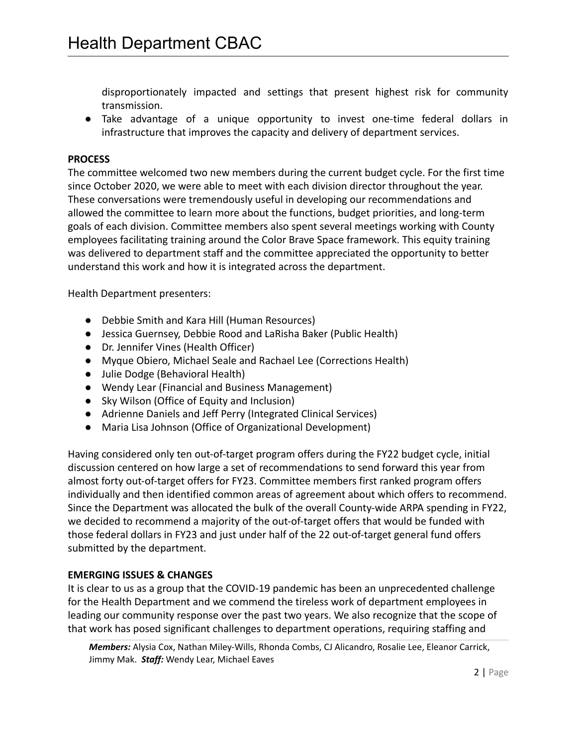disproportionately impacted and settings that present highest risk for community transmission.

- Take advantage of a unique opportunity to invest one-time federal dollars in infrastructure that improves the capacity and delivery of department services.

**PROCESS**

The committee welcomed two new members during the current budget cycle. For the first time since October 2020, we were able to meet with each division director throughout the year. These conversations were tremendously useful in developing our recommendations and allowed the committee to learn more about the functions, budget priorities, and long-term goals of each division. Committee members also spent several meetings working with County employees facilitating training around the Color Brave Space framework. This equity training was delivered to department staff and the committee appreciated the opportunity to better understand this work and how it is integrated across the department.

Health Department presenters:

- Debbie Smith and Kara Hill (Human Resources)
- Jessica Guernsey, Debbie Rood and LaRisha Baker (Public Health)
- Dr. Jennifer Vines (Health Officer)
- Myque Obiero, Michael Seale and Rachael Lee (Corrections Health)
- Julie Dodge (Behavioral Health)
- Wendy Lear (Financial and Business Management)
- Sky Wilson (Office of Equity and Inclusion)
- Adrienne Daniels and Jeff Perry (Integrated Clinical Services)
- Maria Lisa Johnson (Office of Organizational Development)

Having considered only ten out-of-target program offers during the FY22 budget cycle, initial discussion centered on how large a set of recommendations to send forward this year from almost forty out-of-target offers for FY23. Committee members first ranked program offers individually and then identified common areas of agreement about which offers to recommend. Since the Department was allocated the bulk of the overall County-wide ARPA spending in FY22, we decided to recommend a majority of the out-of-target offers that would be funded with those federal dollars in FY23 and just under half of the 22 out-of-target general fund offers submitted by the department.

**EMERGING ISSUES & CHANGES**

It is clear to us as a group that the COVID-19 pandemic has been an unprecedented challenge for the Health Department and we commend the tireless work of department employees in leading our community response over the past two years. We also recognize that the scope of that work has posed significant challenges to department operations, requiring staffing and

***Members:*** Alysia Cox, Nathan Miley-Wills, Rhonda Combs, CJ Alicandro, Rosalie Lee, Eleanor Carrick, Jimmy Mak. ***Staff:*** Wendy Lear, Michael Eaves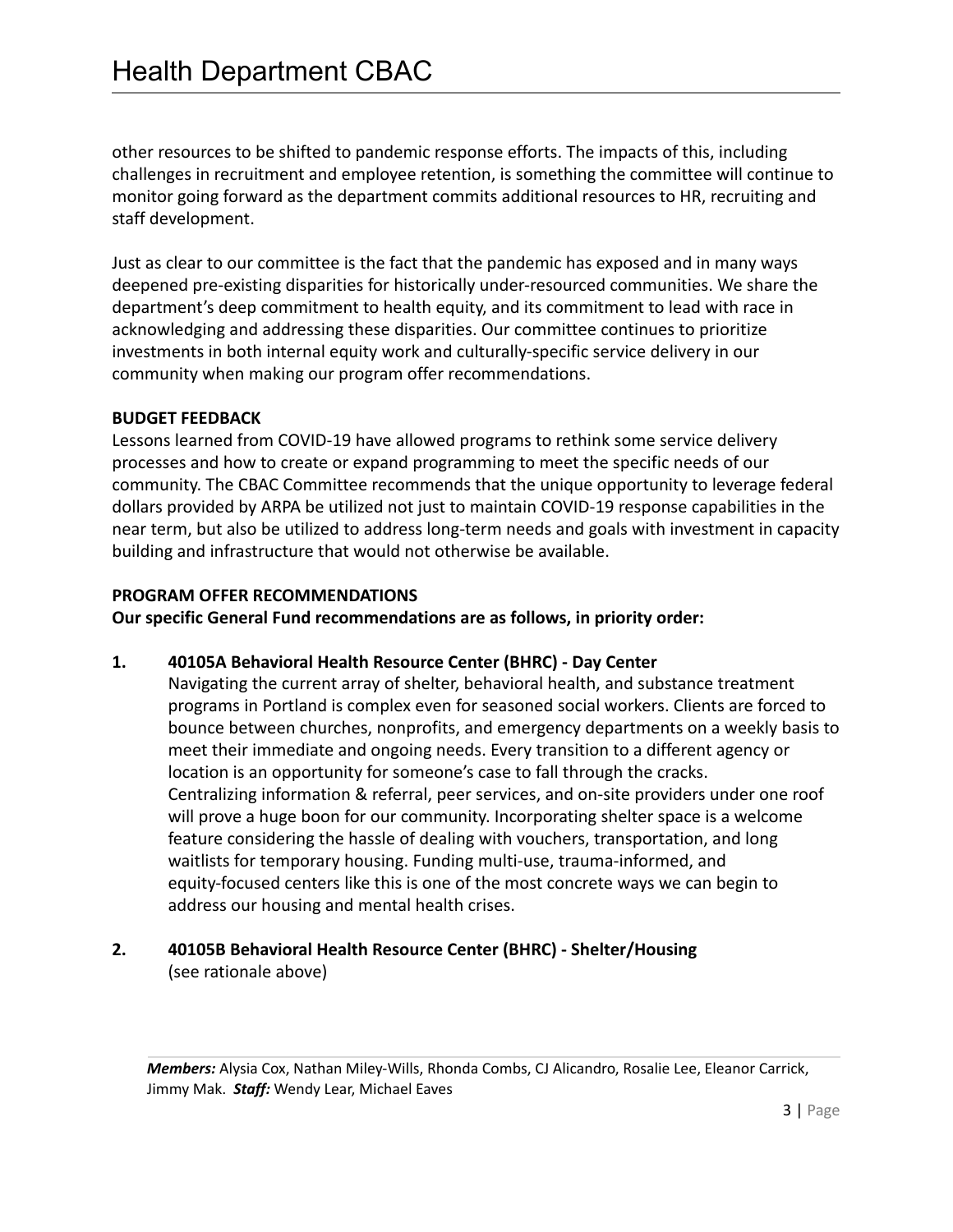other resources to be shifted to pandemic response efforts. The impacts of this, including challenges in recruitment and employee retention, is something the committee will continue to monitor going forward as the department commits additional resources to HR, recruiting and staff development.

Just as clear to our committee is the fact that the pandemic has exposed and in many ways deepened pre-existing disparities for historically under-resourced communities. We share the department's deep commitment to health equity, and its commitment to lead with race in acknowledging and addressing these disparities. Our committee continues to prioritize investments in both internal equity work and culturally-specific service delivery in our community when making our program offer recommendations.

**BUDGET FEEDBACK**

Lessons learned from COVID-19 have allowed programs to rethink some service delivery processes and how to create or expand programming to meet the specific needs of our community. The CBAC Committee recommends that the unique opportunity to leverage federal dollars provided by ARPA be utilized not just to maintain COVID-19 response capabilities in the near term, but also be utilized to address long-term needs and goals with investment in capacity building and infrastructure that would not otherwise be available.

**PROGRAM OFFER RECOMMENDATIONS**

**Our specific General Fund recommendations are as follows, in priority order:**

1. **40105A Behavioral Health Resource Center (BHRC) - Day Center**
   Navigating the current array of shelter, behavioral health, and substance treatment programs in Portland is complex even for seasoned social workers. Clients are forced to bounce between churches, nonprofits, and emergency departments on a weekly basis to meet their immediate and ongoing needs. Every transition to a different agency or location is an opportunity for someone's case to fall through the cracks. Centralizing information & referral, peer services, and on-site providers under one roof will prove a huge boon for our community. Incorporating shelter space is a welcome feature considering the hassle of dealing with vouchers, transportation, and long waitlists for temporary housing. Funding multi-use, trauma-informed, and equity-focused centers like this is one of the most concrete ways we can begin to address our housing and mental health crises.

2. **40105B Behavioral Health Resource Center (BHRC) - Shelter/Housing**
   (see rationale above)

***Members:*** Alysia Cox, Nathan Miley-Wills, Rhonda Combs, CJ Alicandro, Rosalie Lee, Eleanor Carrick, Jimmy Mak. ***Staff:*** Wendy Lear, Michael Eaves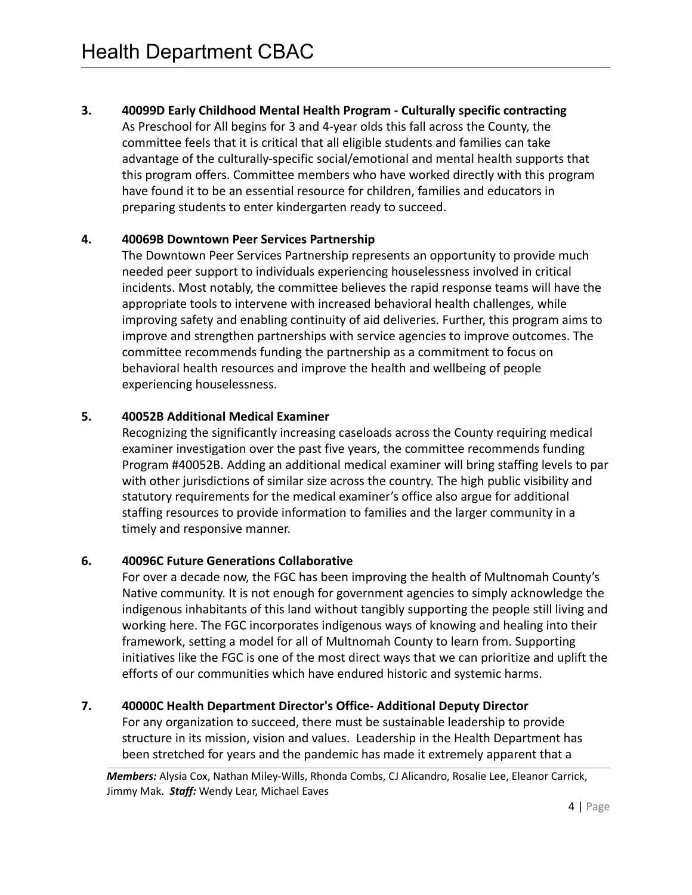**3. 40099D Early Childhood Mental Health Program - Culturally specific contracting**

As Preschool for All begins for 3 and 4-year olds this fall across the County, the committee feels that it is critical that all eligible students and families can take advantage of the culturally-specific social/emotional and mental health supports that this program offers. Committee members who have worked directly with this program have found it to be an essential resource for children, families and educators in preparing students to enter kindergarten ready to succeed.

**4. 40069B Downtown Peer Services Partnership**

The Downtown Peer Services Partnership represents an opportunity to provide much needed peer support to individuals experiencing houselessness involved in critical incidents. Most notably, the committee believes the rapid response teams will have the appropriate tools to intervene with increased behavioral health challenges, while improving safety and enabling continuity of aid deliveries. Further, this program aims to improve and strengthen partnerships with service agencies to improve outcomes. The committee recommends funding the partnership as a commitment to focus on behavioral health resources and improve the health and wellbeing of people experiencing houselessness.

**5. 40052B Additional Medical Examiner**

Recognizing the significantly increasing caseloads across the County requiring medical examiner investigation over the past five years, the committee recommends funding Program #40052B. Adding an additional medical examiner will bring staffing levels to par with other jurisdictions of similar size across the country. The high public visibility and statutory requirements for the medical examiner's office also argue for additional staffing resources to provide information to families and the larger community in a timely and responsive manner.

**6. 40096C Future Generations Collaborative**

For over a decade now, the FGC has been improving the health of Multnomah County's Native community. It is not enough for government agencies to simply acknowledge the indigenous inhabitants of this land without tangibly supporting the people still living and working here. The FGC incorporates indigenous ways of knowing and healing into their framework, setting a model for all of Multnomah County to learn from. Supporting initiatives like the FGC is one of the most direct ways that we can prioritize and uplift the efforts of our communities which have endured historic and systemic harms.

**7. 40000C Health Department Director's Office- Additional Deputy Director**

For any organization to succeed, there must be sustainable leadership to provide structure in its mission, vision and values. Leadership in the Health Department has been stretched for years and the pandemic has made it extremely apparent that a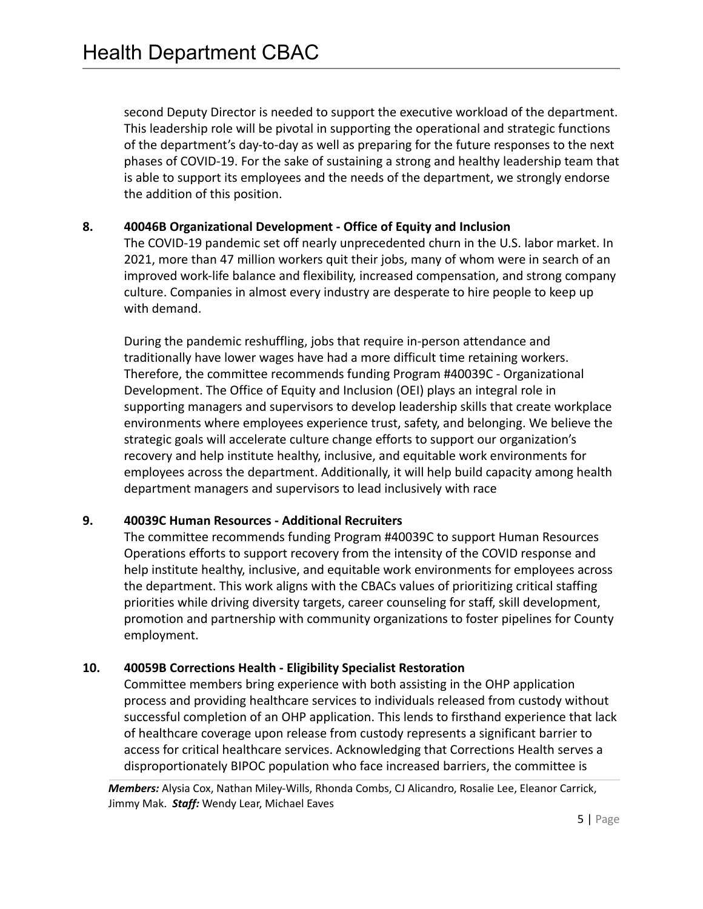second Deputy Director is needed to support the executive workload of the department. This leadership role will be pivotal in supporting the operational and strategic functions of the department's day-to-day as well as preparing for the future responses to the next phases of COVID-19. For the sake of sustaining a strong and healthy leadership team that is able to support its employees and the needs of the department, we strongly endorse the addition of this position.

**8. 40046B Organizational Development - Office of Equity and Inclusion**

The COVID-19 pandemic set off nearly unprecedented churn in the U.S. labor market. In 2021, more than 47 million workers quit their jobs, many of whom were in search of an improved work-life balance and flexibility, increased compensation, and strong company culture. Companies in almost every industry are desperate to hire people to keep up with demand.

During the pandemic reshuffling, jobs that require in-person attendance and traditionally have lower wages have had a more difficult time retaining workers. Therefore, the committee recommends funding Program #40039C - Organizational Development. The Office of Equity and Inclusion (OEI) plays an integral role in supporting managers and supervisors to develop leadership skills that create workplace environments where employees experience trust, safety, and belonging. We believe the strategic goals will accelerate culture change efforts to support our organization's recovery and help institute healthy, inclusive, and equitable work environments for employees across the department. Additionally, it will help build capacity among health department managers and supervisors to lead inclusively with race

**9. 40039C Human Resources - Additional Recruiters**

The committee recommends funding Program #40039C to support Human Resources Operations efforts to support recovery from the intensity of the COVID response and help institute healthy, inclusive, and equitable work environments for employees across the department. This work aligns with the CBACs values of prioritizing critical staffing priorities while driving diversity targets, career counseling for staff, skill development, promotion and partnership with community organizations to foster pipelines for County employment.

**10. 40059B Corrections Health - Eligibility Specialist Restoration**

Committee members bring experience with both assisting in the OHP application process and providing healthcare services to individuals released from custody without successful completion of an OHP application. This lends to firsthand experience that lack of healthcare coverage upon release from custody represents a significant barrier to access for critical healthcare services. Acknowledging that Corrections Health serves a disproportionately BIPOC population who face increased barriers, the committee is

***Members:*** Alysia Cox, Nathan Miley-Wills, Rhonda Combs, CJ Alicandro, Rosalie Lee, Eleanor Carrick, Jimmy Mak. ***Staff:*** Wendy Lear, Michael Eaves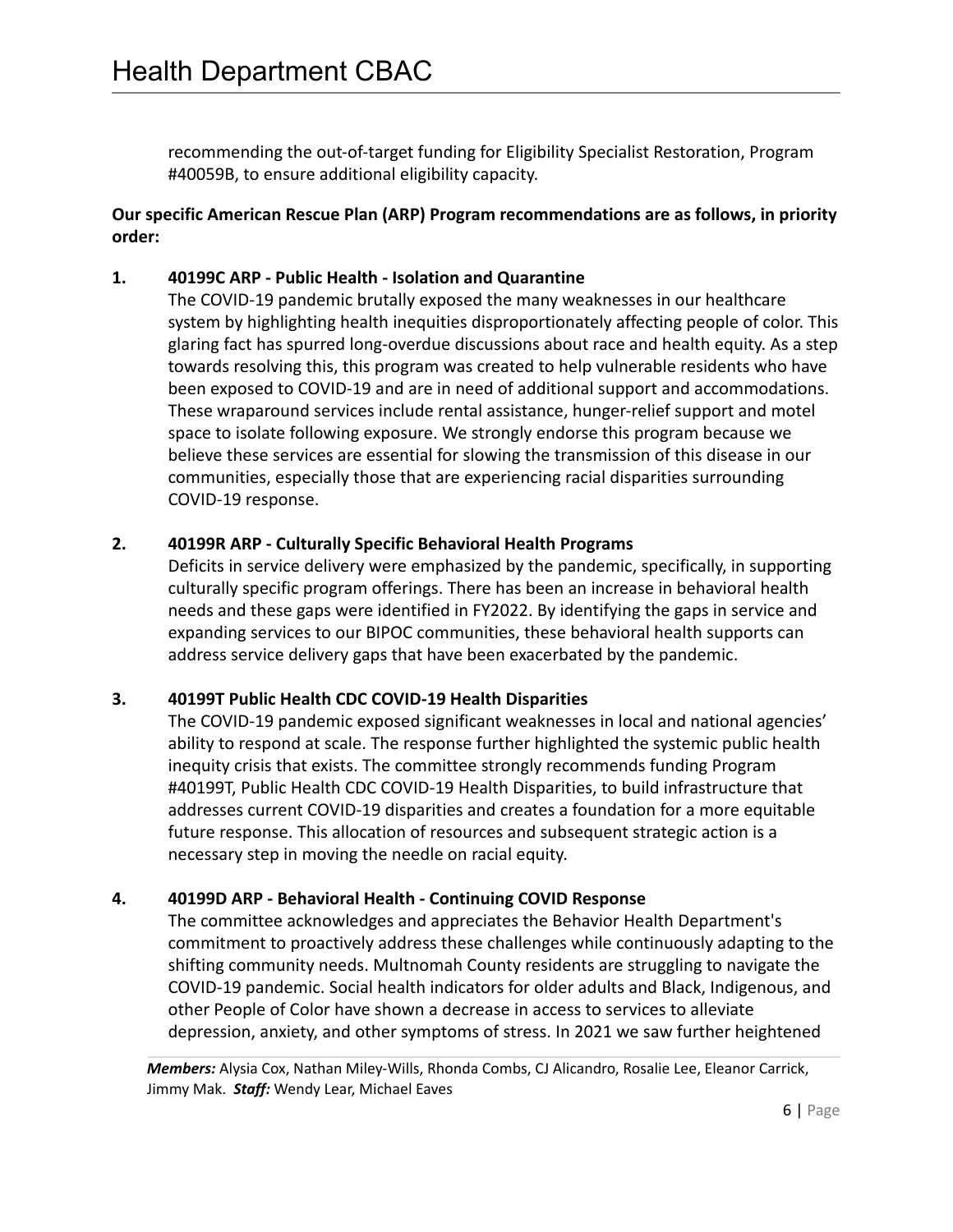recommending the out-of-target funding for Eligibility Specialist Restoration, Program #40059B, to ensure additional eligibility capacity.

**Our specific American Rescue Plan (ARP) Program recommendations are as follows, in priority order:**

1. **40199C ARP - Public Health - Isolation and Quarantine**
   The COVID-19 pandemic brutally exposed the many weaknesses in our healthcare system by highlighting health inequities disproportionately affecting people of color. This glaring fact has spurred long-overdue discussions about race and health equity. As a step towards resolving this, this program was created to help vulnerable residents who have been exposed to COVID-19 and are in need of additional support and accommodations. These wraparound services include rental assistance, hunger-relief support and motel space to isolate following exposure. We strongly endorse this program because we believe these services are essential for slowing the transmission of this disease in our communities, especially those that are experiencing racial disparities surrounding COVID-19 response.

2. **40199R ARP - Culturally Specific Behavioral Health Programs**
   Deficits in service delivery were emphasized by the pandemic, specifically, in supporting culturally specific program offerings. There has been an increase in behavioral health needs and these gaps were identified in FY2022. By identifying the gaps in service and expanding services to our BIPOC communities, these behavioral health supports can address service delivery gaps that have been exacerbated by the pandemic.

3. **40199T Public Health CDC COVID-19 Health Disparities**
   The COVID-19 pandemic exposed significant weaknesses in local and national agencies' ability to respond at scale. The response further highlighted the systemic public health inequity crisis that exists. The committee strongly recommends funding Program #40199T, Public Health CDC COVID-19 Health Disparities, to build infrastructure that addresses current COVID-19 disparities and creates a foundation for a more equitable future response. This allocation of resources and subsequent strategic action is a necessary step in moving the needle on racial equity.

4. **40199D ARP - Behavioral Health - Continuing COVID Response**
   The committee acknowledges and appreciates the Behavior Health Department's commitment to proactively address these challenges while continuously adapting to the shifting community needs. Multnomah County residents are struggling to navigate the COVID-19 pandemic. Social health indicators for older adults and Black, Indigenous, and other People of Color have shown a decrease in access to services to alleviate depression, anxiety, and other symptoms of stress. In 2021 we saw further heightened

***Members:*** Alysia Cox, Nathan Miley-Wills, Rhonda Combs, CJ Alicandro, Rosalie Lee, Eleanor Carrick, Jimmy Mak. ***Staff:*** Wendy Lear, Michael Eaves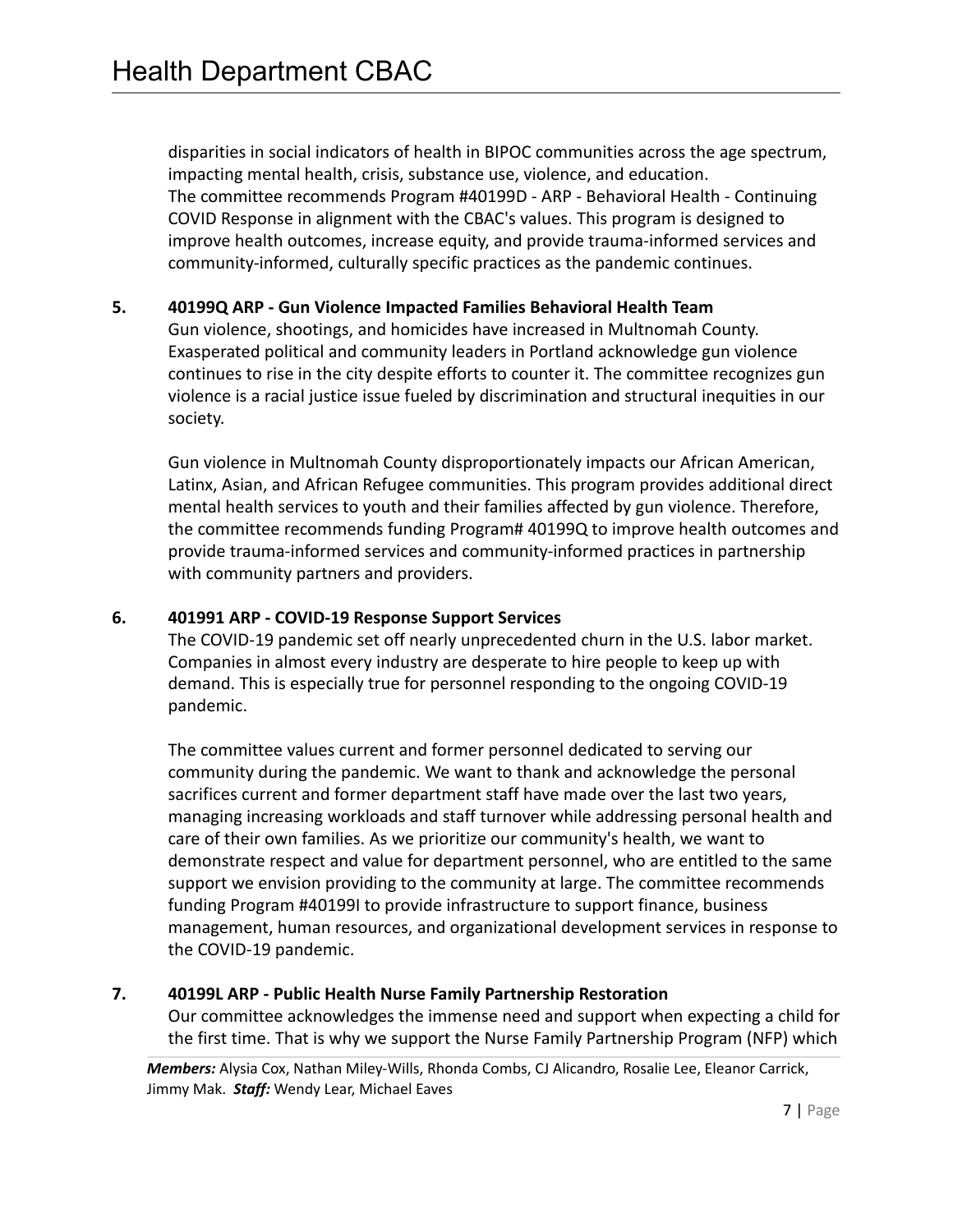disparities in social indicators of health in BIPOC communities across the age spectrum, impacting mental health, crisis, substance use, violence, and education.
The committee recommends Program #40199D - ARP - Behavioral Health - Continuing COVID Response in alignment with the CBAC's values. This program is designed to improve health outcomes, increase equity, and provide trauma-informed services and community-informed, culturally specific practices as the pandemic continues.

**5. 40199Q ARP - Gun Violence Impacted Families Behavioral Health Team**

Gun violence, shootings, and homicides have increased in Multnomah County. Exasperated political and community leaders in Portland acknowledge gun violence continues to rise in the city despite efforts to counter it. The committee recognizes gun violence is a racial justice issue fueled by discrimination and structural inequities in our society.

Gun violence in Multnomah County disproportionately impacts our African American, Latinx, Asian, and African Refugee communities. This program provides additional direct mental health services to youth and their families affected by gun violence. Therefore, the committee recommends funding Program# 40199Q to improve health outcomes and provide trauma-informed services and community-informed practices in partnership with community partners and providers.

**6. 401991 ARP - COVID-19 Response Support Services**

The COVID-19 pandemic set off nearly unprecedented churn in the U.S. labor market. Companies in almost every industry are desperate to hire people to keep up with demand. This is especially true for personnel responding to the ongoing COVID-19 pandemic.

The committee values current and former personnel dedicated to serving our community during the pandemic. We want to thank and acknowledge the personal sacrifices current and former department staff have made over the last two years, managing increasing workloads and staff turnover while addressing personal health and care of their own families. As we prioritize our community's health, we want to demonstrate respect and value for department personnel, who are entitled to the same support we envision providing to the community at large. The committee recommends funding Program #40199I to provide infrastructure to support finance, business management, human resources, and organizational development services in response to the COVID-19 pandemic.

**7. 40199L ARP - Public Health Nurse Family Partnership Restoration**

Our committee acknowledges the immense need and support when expecting a child for the first time. That is why we support the Nurse Family Partnership Program (NFP) which

***Members:*** Alysia Cox, Nathan Miley-Wills, Rhonda Combs, CJ Alicandro, Rosalie Lee, Eleanor Carrick, Jimmy Mak. ***Staff:*** Wendy Lear, Michael Eaves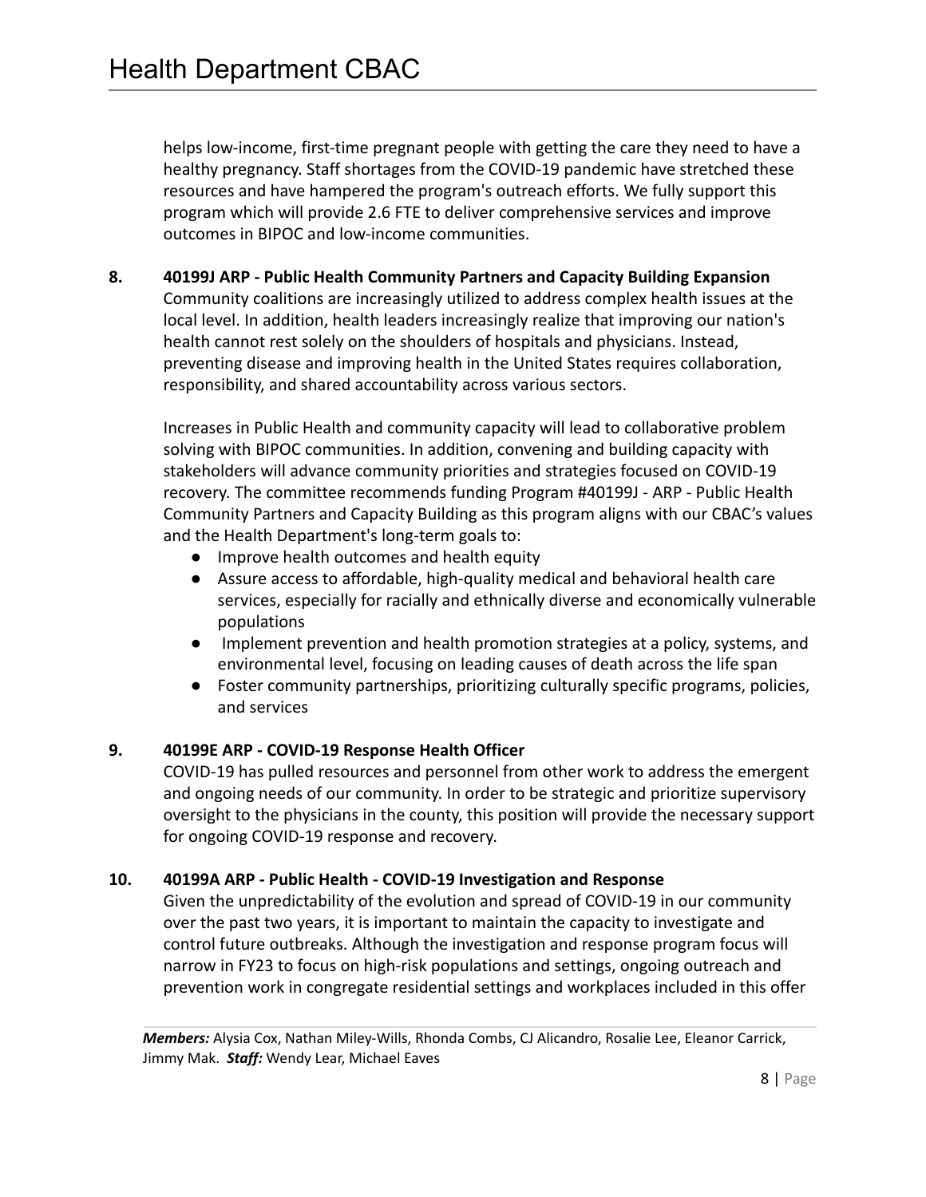helps low-income, first-time pregnant people with getting the care they need to have a healthy pregnancy. Staff shortages from the COVID-19 pandemic have stretched these resources and have hampered the program's outreach efforts. We fully support this program which will provide 2.6 FTE to deliver comprehensive services and improve outcomes in BIPOC and low-income communities.

**8. 40199J ARP - Public Health Community Partners and Capacity Building Expansion**

Community coalitions are increasingly utilized to address complex health issues at the local level. In addition, health leaders increasingly realize that improving our nation's health cannot rest solely on the shoulders of hospitals and physicians. Instead, preventing disease and improving health in the United States requires collaboration, responsibility, and shared accountability across various sectors.

Increases in Public Health and community capacity will lead to collaborative problem solving with BIPOC communities. In addition, convening and building capacity with stakeholders will advance community priorities and strategies focused on COVID-19 recovery. The committee recommends funding Program #40199J - ARP - Public Health Community Partners and Capacity Building as this program aligns with our CBAC's values and the Health Department's long-term goals to:

- Improve health outcomes and health equity
- Assure access to affordable, high-quality medical and behavioral health care services, especially for racially and ethnically diverse and economically vulnerable populations
- Implement prevention and health promotion strategies at a policy, systems, and environmental level, focusing on leading causes of death across the life span
- Foster community partnerships, prioritizing culturally specific programs, policies, and services

**9. 40199E ARP - COVID-19 Response Health Officer**

COVID-19 has pulled resources and personnel from other work to address the emergent and ongoing needs of our community. In order to be strategic and prioritize supervisory oversight to the physicians in the county, this position will provide the necessary support for ongoing COVID-19 response and recovery.

**10. 40199A ARP - Public Health - COVID-19 Investigation and Response**

Given the unpredictability of the evolution and spread of COVID-19 in our community over the past two years, it is important to maintain the capacity to investigate and control future outbreaks. Although the investigation and response program focus will narrow in FY23 to focus on high-risk populations and settings, ongoing outreach and prevention work in congregate residential settings and workplaces included in this offer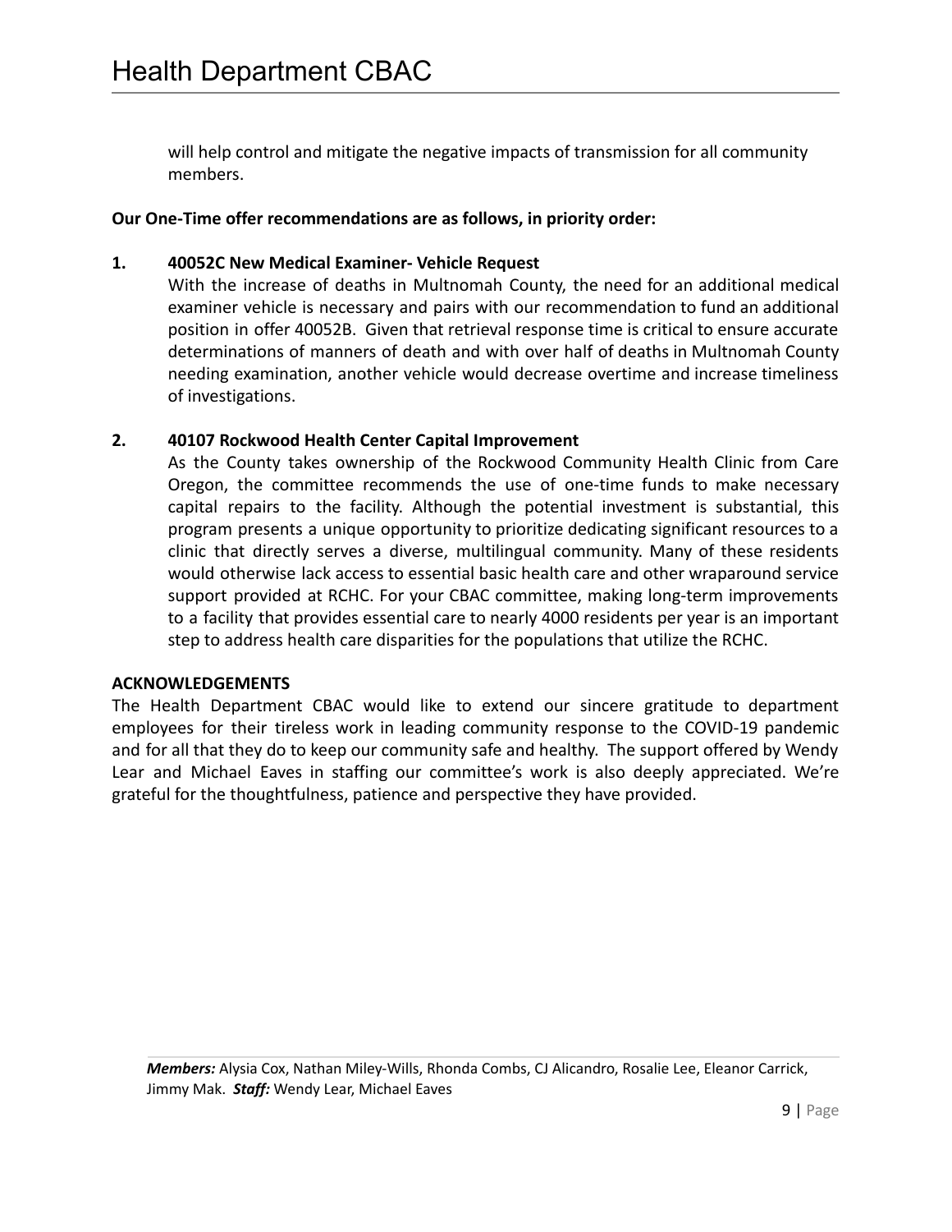will help control and mitigate the negative impacts of transmission for all community members.

**Our One-Time offer recommendations are as follows, in priority order:**

1. **40052C New Medical Examiner- Vehicle Request**
   With the increase of deaths in Multnomah County, the need for an additional medical examiner vehicle is necessary and pairs with our recommendation to fund an additional position in offer 40052B. Given that retrieval response time is critical to ensure accurate determinations of manners of death and with over half of deaths in Multnomah County needing examination, another vehicle would decrease overtime and increase timeliness of investigations.

2. **40107 Rockwood Health Center Capital Improvement**
   As the County takes ownership of the Rockwood Community Health Clinic from Care Oregon, the committee recommends the use of one-time funds to make necessary capital repairs to the facility. Although the potential investment is substantial, this program presents a unique opportunity to prioritize dedicating significant resources to a clinic that directly serves a diverse, multilingual community. Many of these residents would otherwise lack access to essential basic health care and other wraparound service support provided at RCHC. For your CBAC committee, making long-term improvements to a facility that provides essential care to nearly 4000 residents per year is an important step to address health care disparities for the populations that utilize the RCHC.

**ACKNOWLEDGEMENTS**

The Health Department CBAC would like to extend our sincere gratitude to department employees for their tireless work in leading community response to the COVID-19 pandemic and for all that they do to keep our community safe and healthy. The support offered by Wendy Lear and Michael Eaves in staffing our committee's work is also deeply appreciated. We're grateful for the thoughtfulness, patience and perspective they have provided.

***Members:*** Alysia Cox, Nathan Miley-Wills, Rhonda Combs, CJ Alicandro, Rosalie Lee, Eleanor Carrick, Jimmy Mak. ***Staff:*** Wendy Lear, Michael Eaves